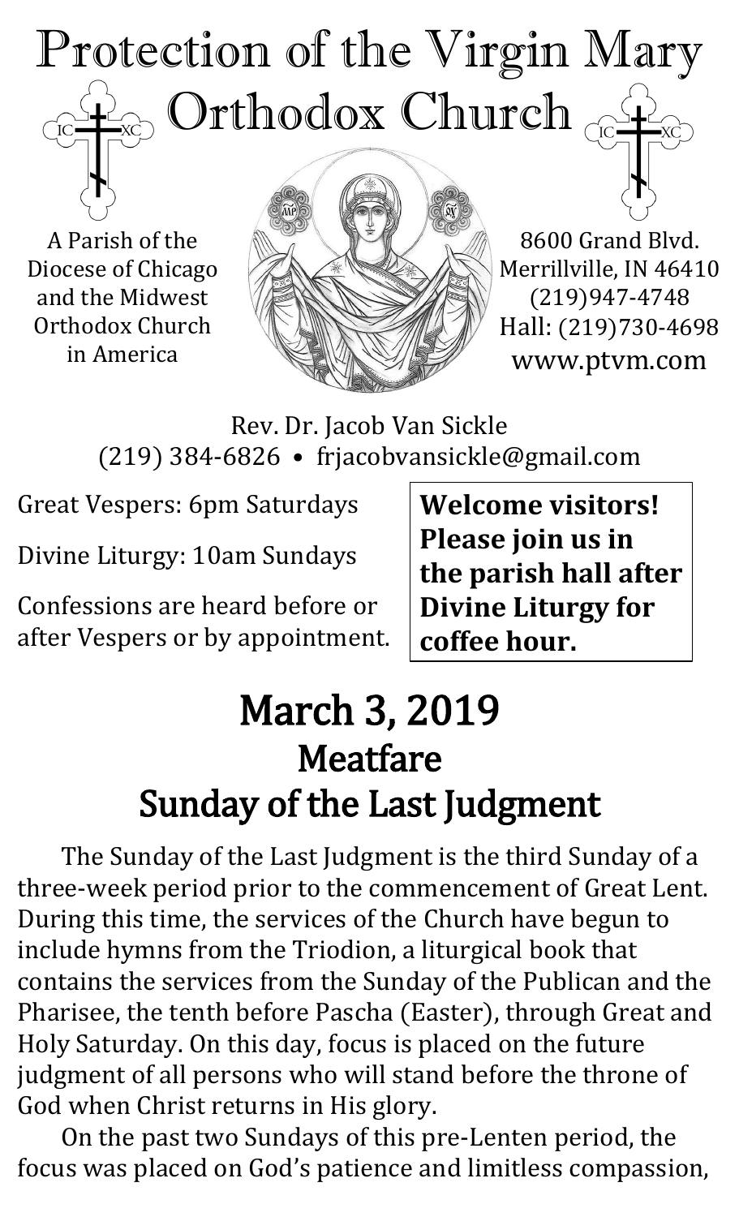# Protection of the Virgin Mary Orthodox Church

A Parish of the Diocese of Chicago and the Midwest Orthodox Church in America

8600 Grand Blvd.
Merrillville, IN 46410
(219)947-4748
Hall: (219)730-4698
www.ptvm.com

Rev. Dr. Jacob Van Sickle
(219) 384-6826 • frjacobvansickle@gmail.com

Great Vespers: 6pm Saturdays

Divine Liturgy: 10am Sundays

Confessions are heard before or after Vespers or by appointment.

**Welcome visitors! Please join us in the parish hall after Divine Liturgy for coffee hour.**

# March 3, 2019
## Meatfare
## Sunday of the Last Judgment

The Sunday of the Last Judgment is the third Sunday of a three-week period prior to the commencement of Great Lent. During this time, the services of the Church have begun to include hymns from the Triodion, a liturgical book that contains the services from the Sunday of the Publican and the Pharisee, the tenth before Pascha (Easter), through Great and Holy Saturday. On this day, focus is placed on the future judgment of all persons who will stand before the throne of God when Christ returns in His glory.

On the past two Sundays of this pre-Lenten period, the focus was placed on God's patience and limitless compassion,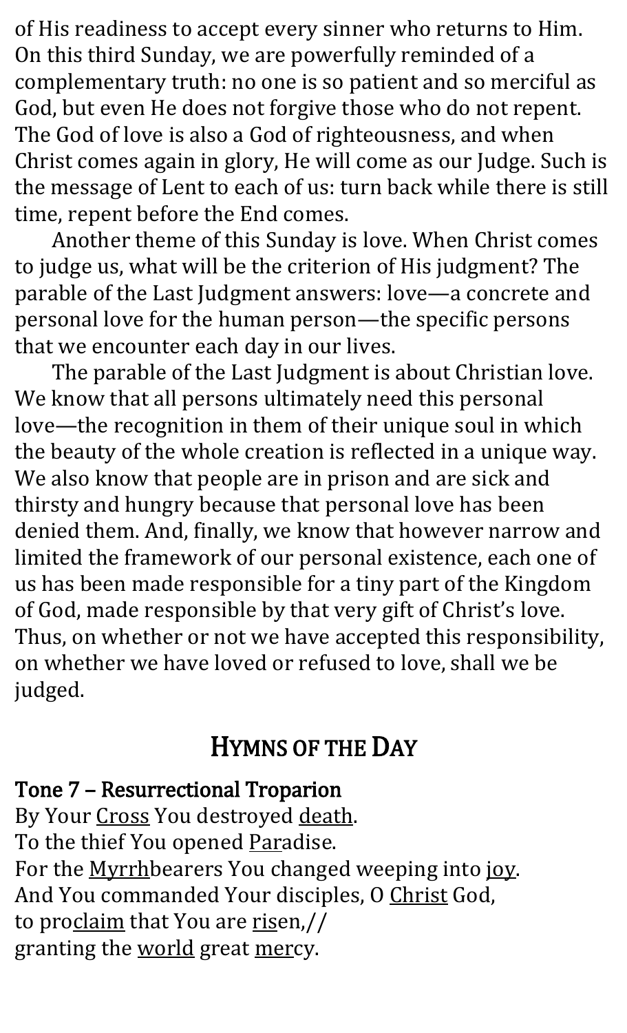of His readiness to accept every sinner who returns to Him. On this third Sunday, we are powerfully reminded of a complementary truth: no one is so patient and so merciful as God, but even He does not forgive those who do not repent. The God of love is also a God of righteousness, and when Christ comes again in glory, He will come as our Judge. Such is the message of Lent to each of us: turn back while there is still time, repent before the End comes.

Another theme of this Sunday is love. When Christ comes to judge us, what will be the criterion of His judgment? The parable of the Last Judgment answers: love—a concrete and personal love for the human person—the specific persons that we encounter each day in our lives.

The parable of the Last Judgment is about Christian love. We know that all persons ultimately need this personal love—the recognition in them of their unique soul in which the beauty of the whole creation is reflected in a unique way. We also know that people are in prison and are sick and thirsty and hungry because that personal love has been denied them. And, finally, we know that however narrow and limited the framework of our personal existence, each one of us has been made responsible for a tiny part of the Kingdom of God, made responsible by that very gift of Christ's love. Thus, on whether or not we have accepted this responsibility, on whether we have loved or refused to love, shall we be judged.

## Hymns of the Day

**Tone 7 – Resurrectional Troparion**

By Your <u>Cross</u> You destroyed <u>death</u>.  
To the thief You opened <u>Par</u>adise.  
For the <u>Myrrh</u>bearers You changed weeping into <u>joy</u>.  
And You commanded Your disciples, O <u>Christ</u> God,  
to pro<u>claim</u> that You are <u>ris</u>en,//  
granting the <u>world</u> great <u>mer</u>cy.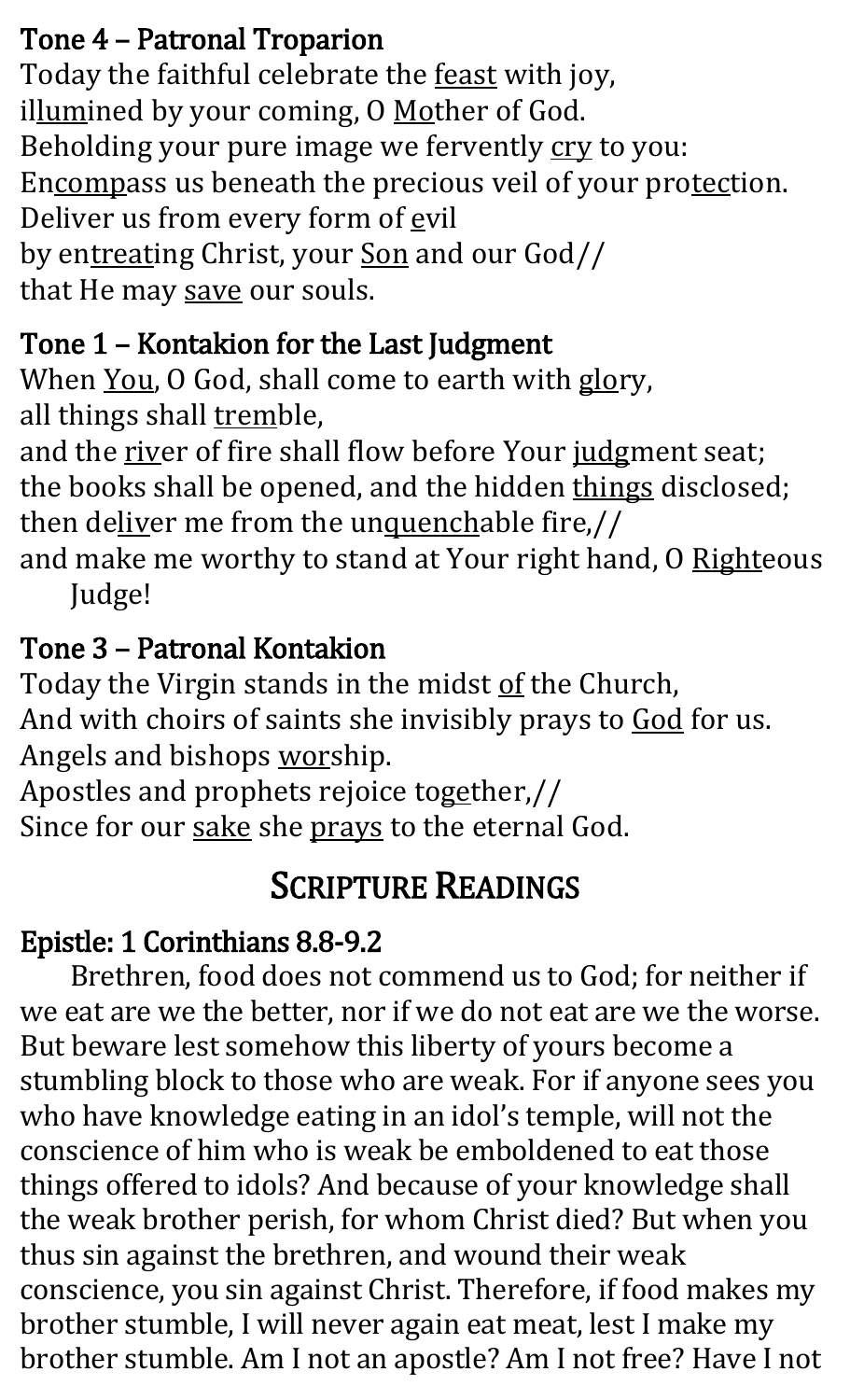### Tone 4 – Patronal Troparion

Today the faithful celebrate the <u>feast</u> with joy,  
il<u>lum</u>ined by your coming, O <u>Mo</u>ther of God.  
Beholding your pure image we fervently <u>cry</u> to you:  
En<u>comp</u>ass us beneath the precious veil of your pro<u>tec</u>tion.  
Deliver us from every form of <u>e</u>vil  
by en<u>treat</u>ing Christ, your <u>Son</u> and our God//  
that He may <u>save</u> our souls.

### Tone 1 – Kontakion for the Last Judgment

When <u>You</u>, O God, shall come to earth with <u>glo</u>ry,  
all things shall <u>trem</u>ble,  
and the <u>riv</u>er of fire shall flow before Your <u>judg</u>ment seat;  
the books shall be opened, and the hidden <u>things</u> disclosed;  
then de<u>liv</u>er me from the un<u>quench</u>able fire,//  
and make me worthy to stand at Your right hand, O <u>Right</u>eous Judge!

### Tone 3 – Patronal Kontakion

Today the Virgin stands in the midst <u>of</u> the Church,  
And with choirs of saints she invisibly prays to <u>God</u> for us.  
Angels and bishops <u>wor</u>ship.  
Apostles and prophets rejoice to<u>ge</u>ther,//  
Since for our <u>sake</u> she <u>prays</u> to the eternal God.

## Scripture Readings

### Epistle: 1 Corinthians 8.8-9.2

Brethren, food does not commend us to God; for neither if we eat are we the better, nor if we do not eat are we the worse. But beware lest somehow this liberty of yours become a stumbling block to those who are weak. For if anyone sees you who have knowledge eating in an idol's temple, will not the conscience of him who is weak be emboldened to eat those things offered to idols? And because of your knowledge shall the weak brother perish, for whom Christ died? But when you thus sin against the brethren, and wound their weak conscience, you sin against Christ. Therefore, if food makes my brother stumble, I will never again eat meat, lest I make my brother stumble. Am I not an apostle? Am I not free? Have I not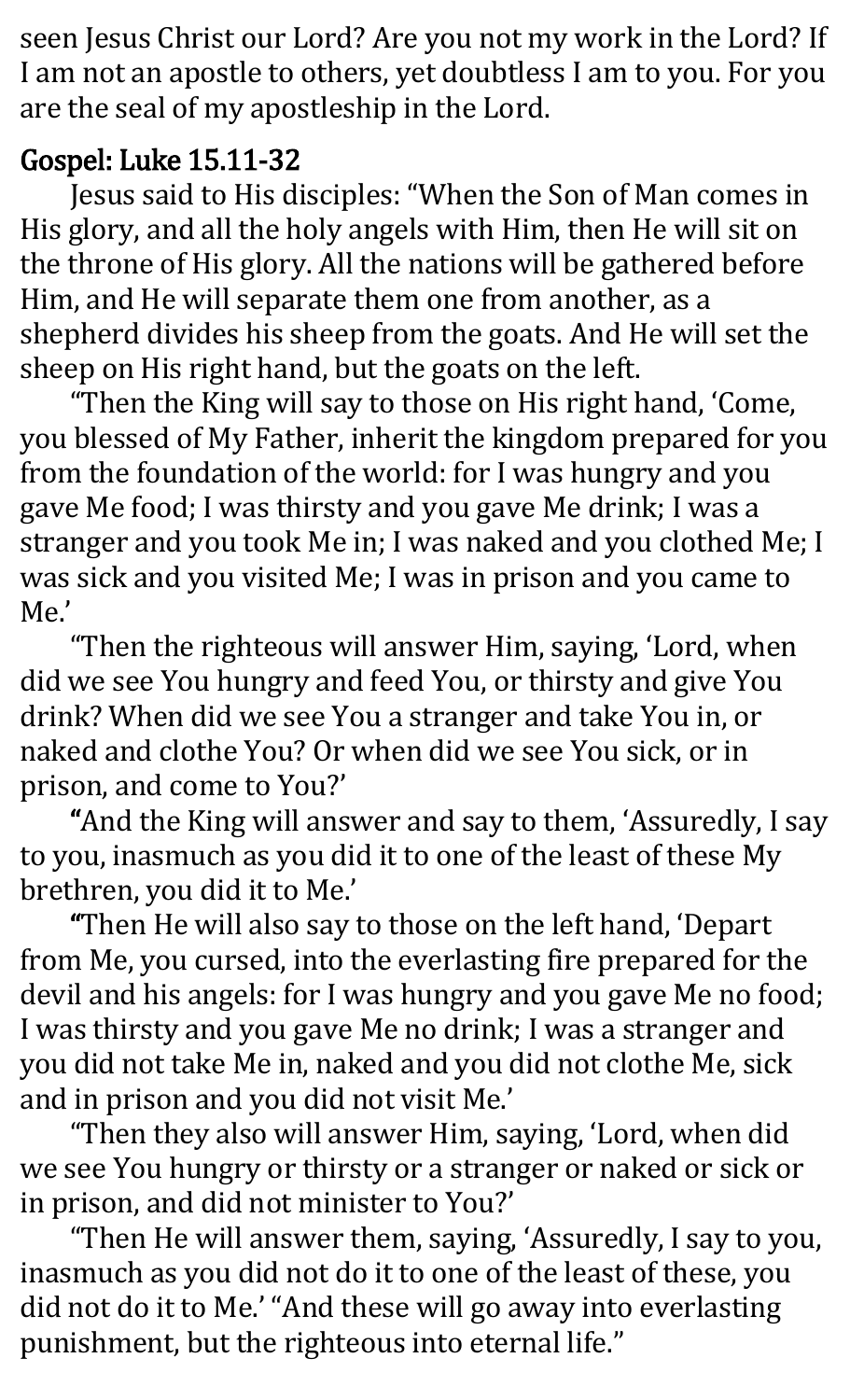seen Jesus Christ our Lord? Are you not my work in the Lord? If I am not an apostle to others, yet doubtless I am to you. For you are the seal of my apostleship in the Lord.

## Gospel: Luke 15.11-32

Jesus said to His disciples: "When the Son of Man comes in His glory, and all the holy angels with Him, then He will sit on the throne of His glory. All the nations will be gathered before Him, and He will separate them one from another, as a shepherd divides his sheep from the goats. And He will set the sheep on His right hand, but the goats on the left.

"Then the King will say to those on His right hand, 'Come, you blessed of My Father, inherit the kingdom prepared for you from the foundation of the world: for I was hungry and you gave Me food; I was thirsty and you gave Me drink; I was a stranger and you took Me in; I was naked and you clothed Me; I was sick and you visited Me; I was in prison and you came to Me.'

"Then the righteous will answer Him, saying, 'Lord, when did we see You hungry and feed You, or thirsty and give You drink? When did we see You a stranger and take You in, or naked and clothe You? Or when did we see You sick, or in prison, and come to You?'

"And the King will answer and say to them, 'Assuredly, I say to you, inasmuch as you did it to one of the least of these My brethren, you did it to Me.'

"Then He will also say to those on the left hand, 'Depart from Me, you cursed, into the everlasting fire prepared for the devil and his angels: for I was hungry and you gave Me no food; I was thirsty and you gave Me no drink; I was a stranger and you did not take Me in, naked and you did not clothe Me, sick and in prison and you did not visit Me.'

"Then they also will answer Him, saying, 'Lord, when did we see You hungry or thirsty or a stranger or naked or sick or in prison, and did not minister to You?'

"Then He will answer them, saying, 'Assuredly, I say to you, inasmuch as you did not do it to one of the least of these, you did not do it to Me.' "And these will go away into everlasting punishment, but the righteous into eternal life."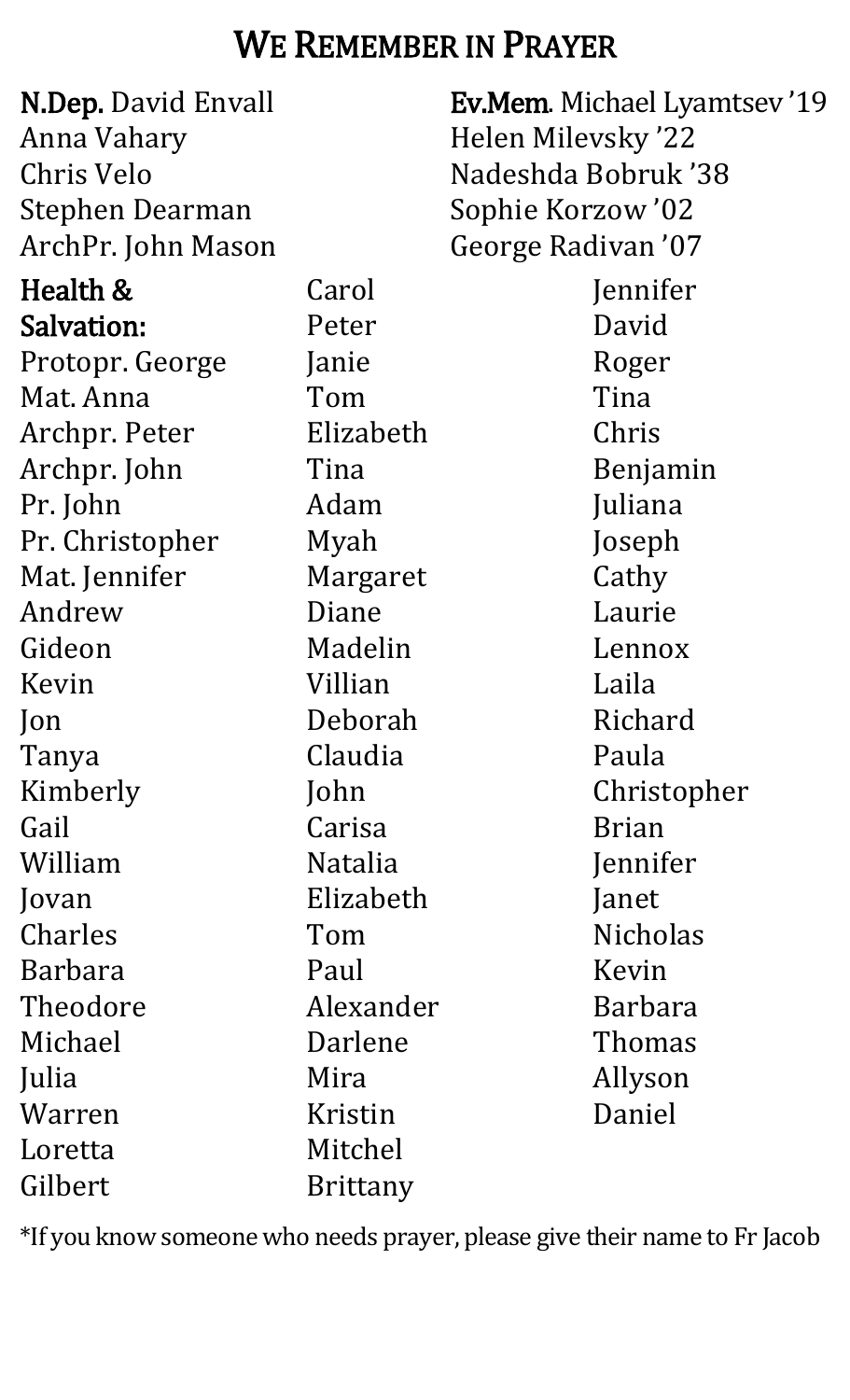# We Remember in Prayer

**N.Dep.** David Envall
Anna Vahary
Chris Velo
Stephen Dearman
ArchPr. John Mason

**Ev.Mem.** Michael Lyamtsev '19
Helen Milevsky '22
Nadeshda Bobruk '38
Sophie Korzow '02
George Radivan '07

**Health & Salvation:**
Protopr. George
Mat. Anna
Archpr. Peter
Archpr. John
Pr. John
Pr. Christopher
Mat. Jennifer
Andrew
Gideon
Kevin
Jon
Tanya
Kimberly
Gail
William
Jovan
Charles
Barbara
Theodore
Michael
Julia
Warren
Loretta
Gilbert
Carol
Peter
Janie
Tom
Elizabeth
Tina
Adam
Myah
Margaret
Diane
Madelin
Villian
Deborah
Claudia
John
Carisa
Natalia
Elizabeth
Tom
Paul
Alexander
Darlene
Mira
Kristin
Mitchel
Brittany
Jennifer
David
Roger
Tina
Chris
Benjamin
Juliana
Joseph
Cathy
Laurie
Lennox
Laila
Richard
Paula
Christopher
Brian
Jennifer
Janet
Nicholas
Kevin
Barbara
Thomas
Allyson
Daniel

*If you know someone who needs prayer, please give their name to Fr Jacob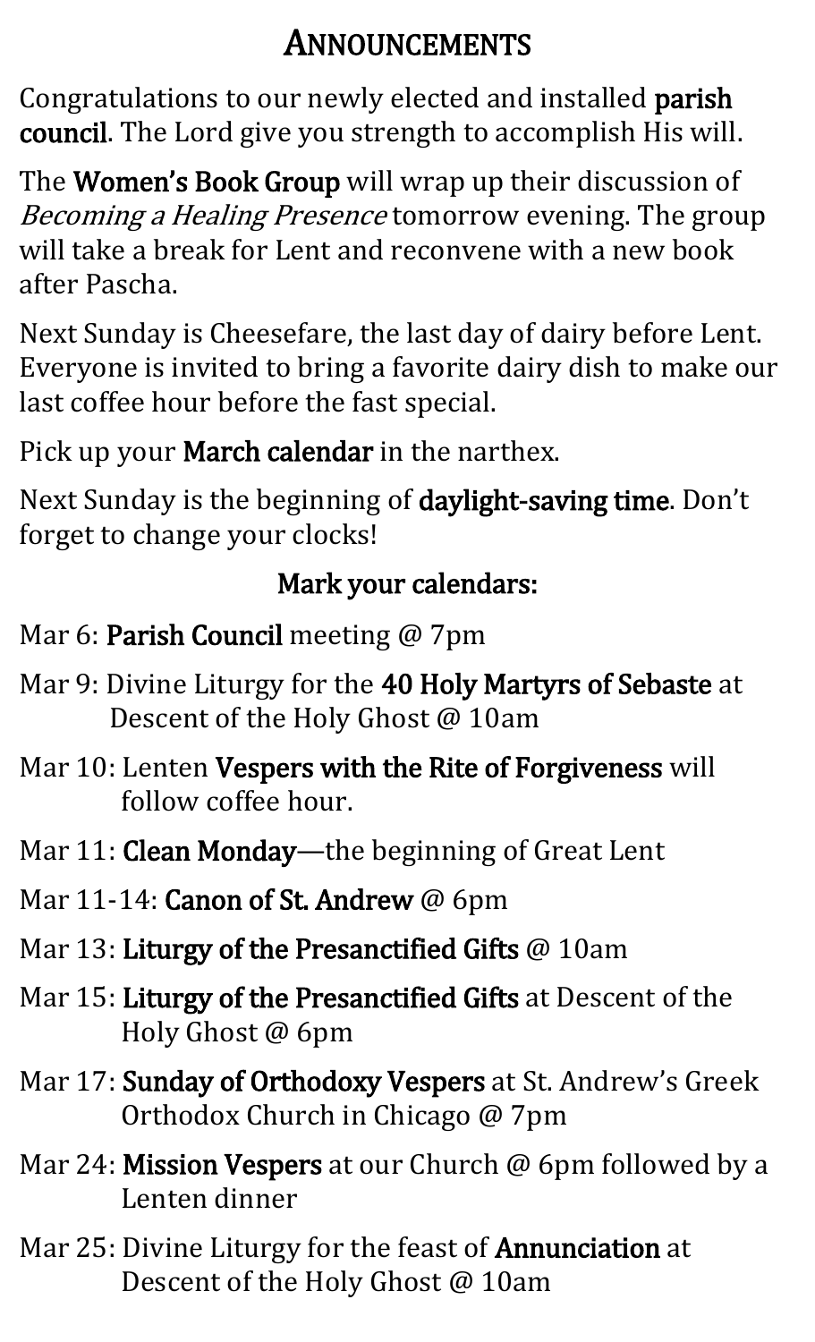# ANNOUNCEMENTS

Congratulations to our newly elected and installed **parish council**. The Lord give you strength to accomplish His will.

The **Women's Book Group** will wrap up their discussion of *Becoming a Healing Presence* tomorrow evening. The group will take a break for Lent and reconvene with a new book after Pascha.

Next Sunday is Cheesefare, the last day of dairy before Lent. Everyone is invited to bring a favorite dairy dish to make our last coffee hour before the fast special.

Pick up your **March calendar** in the narthex.

Next Sunday is the beginning of **daylight-saving time**. Don't forget to change your clocks!

## Mark your calendars:

- Mar 6: **Parish Council** meeting @ 7pm
- Mar 9: Divine Liturgy for the **40 Holy Martyrs of Sebaste** at Descent of the Holy Ghost @ 10am
- Mar 10: Lenten **Vespers with the Rite of Forgiveness** will follow coffee hour.
- Mar 11: **Clean Monday**—the beginning of Great Lent
- Mar 11-14: **Canon of St. Andrew** @ 6pm
- Mar 13: **Liturgy of the Presanctified Gifts** @ 10am
- Mar 15: **Liturgy of the Presanctified Gifts** at Descent of the Holy Ghost @ 6pm
- Mar 17: **Sunday of Orthodoxy Vespers** at St. Andrew's Greek Orthodox Church in Chicago @ 7pm
- Mar 24: **Mission Vespers** at our Church @ 6pm followed by a Lenten dinner
- Mar 25: Divine Liturgy for the feast of **Annunciation** at Descent of the Holy Ghost @ 10am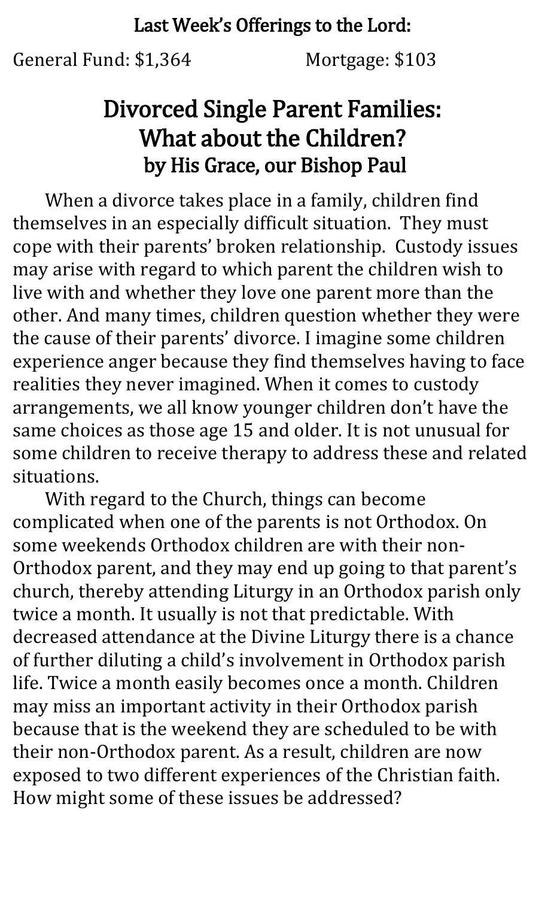## Last Week's Offerings to the Lord:

General Fund: $1,364 Mortgage: $103

# Divorced Single Parent Families: What about the Children?

### by His Grace, our Bishop Paul

When a divorce takes place in a family, children find themselves in an especially difficult situation. They must cope with their parents' broken relationship. Custody issues may arise with regard to which parent the children wish to live with and whether they love one parent more than the other. And many times, children question whether they were the cause of their parents' divorce. I imagine some children experience anger because they find themselves having to face realities they never imagined. When it comes to custody arrangements, we all know younger children don't have the same choices as those age 15 and older. It is not unusual for some children to receive therapy to address these and related situations.

With regard to the Church, things can become complicated when one of the parents is not Orthodox. On some weekends Orthodox children are with their non-Orthodox parent, and they may end up going to that parent's church, thereby attending Liturgy in an Orthodox parish only twice a month. It usually is not that predictable. With decreased attendance at the Divine Liturgy there is a chance of further diluting a child's involvement in Orthodox parish life. Twice a month easily becomes once a month. Children may miss an important activity in their Orthodox parish because that is the weekend they are scheduled to be with their non-Orthodox parent. As a result, children are now exposed to two different experiences of the Christian faith. How might some of these issues be addressed?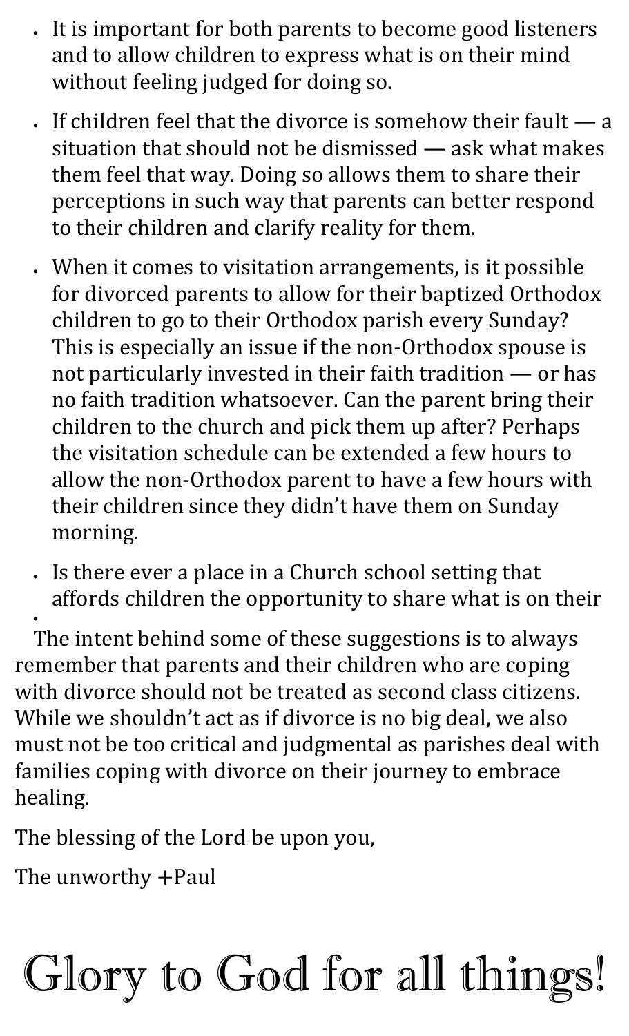- It is important for both parents to become good listeners and to allow children to express what is on their mind without feeling judged for doing so.
- If children feel that the divorce is somehow their fault — a situation that should not be dismissed — ask what makes them feel that way. Doing so allows them to share their perceptions in such way that parents can better respond to their children and clarify reality for them.
- When it comes to visitation arrangements, is it possible for divorced parents to allow for their baptized Orthodox children to go to their Orthodox parish every Sunday? This is especially an issue if the non-Orthodox spouse is not particularly invested in their faith tradition — or has no faith tradition whatsoever. Can the parent bring their children to the church and pick them up after? Perhaps the visitation schedule can be extended a few hours to allow the non-Orthodox parent to have a few hours with their children since they didn't have them on Sunday morning.
- Is there ever a place in a Church school setting that affords children the opportunity to share what is on their
- 

The intent behind some of these suggestions is to always remember that parents and their children who are coping with divorce should not be treated as second class citizens. While we shouldn't act as if divorce is no big deal, we also must not be too critical and judgmental as parishes deal with families coping with divorce on their journey to embrace healing.

The blessing of the Lord be upon you,

The unworthy +Paul

# Glory to God for all things!